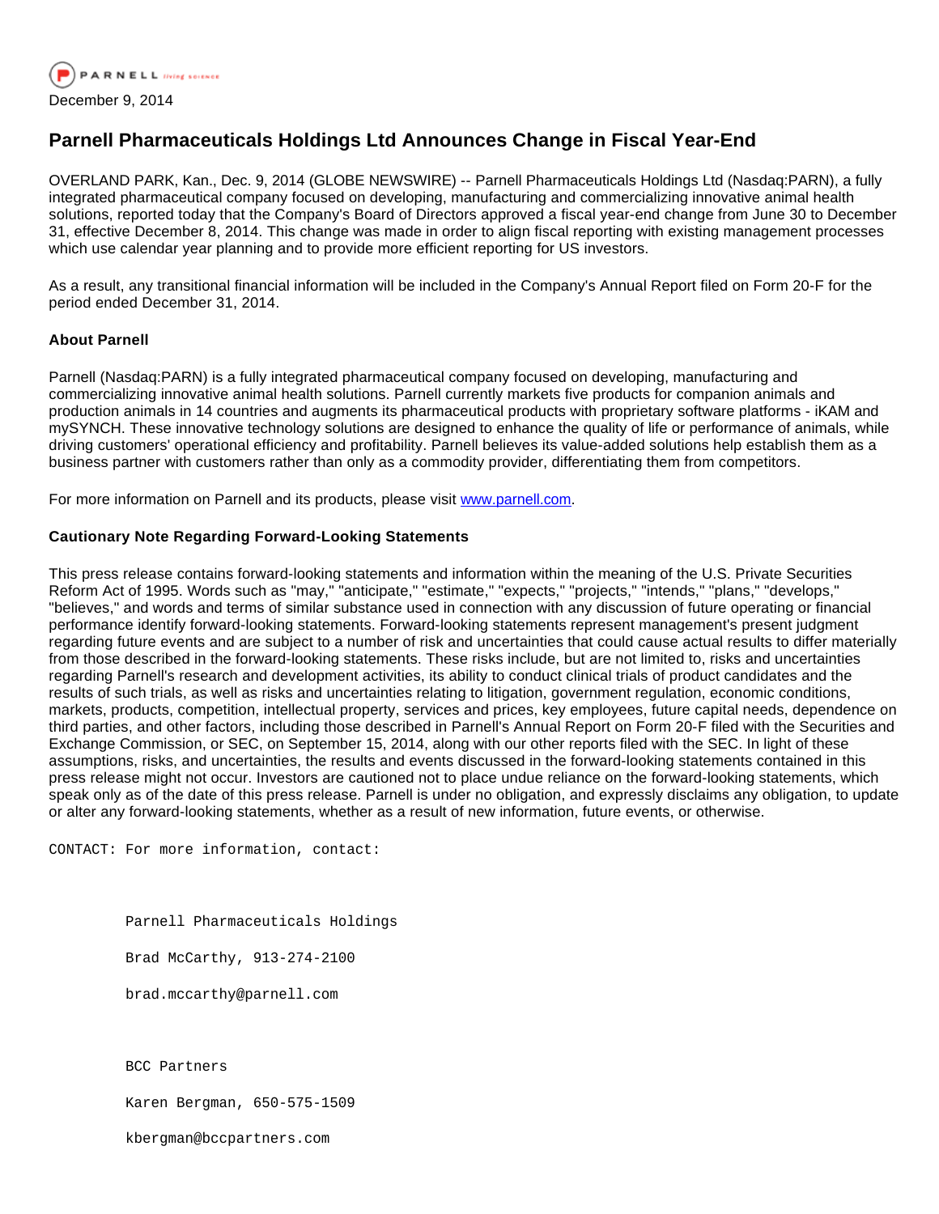PARNELL living science

December 9, 2014

# Parnell Pharmaceuticals Holdings Ltd Announces Change in Fiscal Year-End

OVERLAND PARK, Kan., Dec. 9, 2014 (GLOBE NEWSWIRE) -- Parnell Pharmaceuticals Holdings Ltd (Nasdaq:PARN), a fully integrated pharmaceutical company focused on developing, manufacturing and commercializing innovative animal health solutions, reported today that the Company's Board of Directors approved a fiscal year-end change from June 30 to December 31, effective December 8, 2014. This change was made in order to align fiscal reporting with existing management processes which use calendar year planning and to provide more efficient reporting for US investors.

As a result, any transitional financial information will be included in the Company's Annual Report filed on Form 20-F for the period ended December 31, 2014.

**About Parnell**

Parnell (Nasdaq:PARN) is a fully integrated pharmaceutical company focused on developing, manufacturing and commercializing innovative animal health solutions. Parnell currently markets five products for companion animals and production animals in 14 countries and augments its pharmaceutical products with proprietary software platforms - iKAM and mySYNCH. These innovative technology solutions are designed to enhance the quality of life or performance of animals, while driving customers' operational efficiency and profitability. Parnell believes its value-added solutions help establish them as a business partner with customers rather than only as a commodity provider, differentiating them from competitors.

For more information on Parnell and its products, please visit [www.parnell.com](http://www.parnell.com).

**Cautionary Note Regarding Forward-Looking Statements**

This press release contains forward-looking statements and information within the meaning of the U.S. Private Securities Reform Act of 1995. Words such as "may," "anticipate," "estimate," "expects," "projects," "intends," "plans," "develops," "believes," and words and terms of similar substance used in connection with any discussion of future operating or financial performance identify forward-looking statements. Forward-looking statements represent management's present judgment regarding future events and are subject to a number of risk and uncertainties that could cause actual results to differ materially from those described in the forward-looking statements. These risks include, but are not limited to, risks and uncertainties regarding Parnell's research and development activities, its ability to conduct clinical trials of product candidates and the results of such trials, as well as risks and uncertainties relating to litigation, government regulation, economic conditions, markets, products, competition, intellectual property, services and prices, key employees, future capital needs, dependence on third parties, and other factors, including those described in Parnell's Annual Report on Form 20-F filed with the Securities and Exchange Commission, or SEC, on September 15, 2014, along with our other reports filed with the SEC. In light of these assumptions, risks, and uncertainties, the results and events discussed in the forward-looking statements contained in this press release might not occur. Investors are cautioned not to place undue reliance on the forward-looking statements, which speak only as of the date of this press release. Parnell is under no obligation, and expressly disclaims any obligation, to update or alter any forward-looking statements, whether as a result of new information, future events, or otherwise.

CONTACT: For more information, contact:

Parnell Pharmaceuticals Holdings

Brad McCarthy, 913-274-2100

brad.mccarthy@parnell.com

BCC Partners

Karen Bergman, 650-575-1509

kbergman@bccpartners.com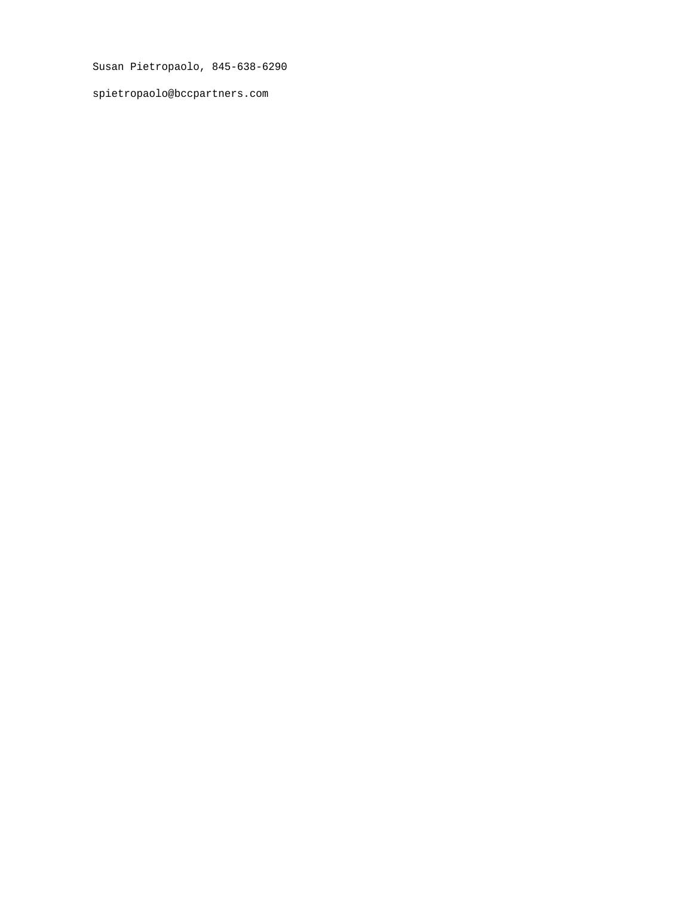Susan Pietropaolo, 845-638-6290

spietropaolo@bccpartners.com